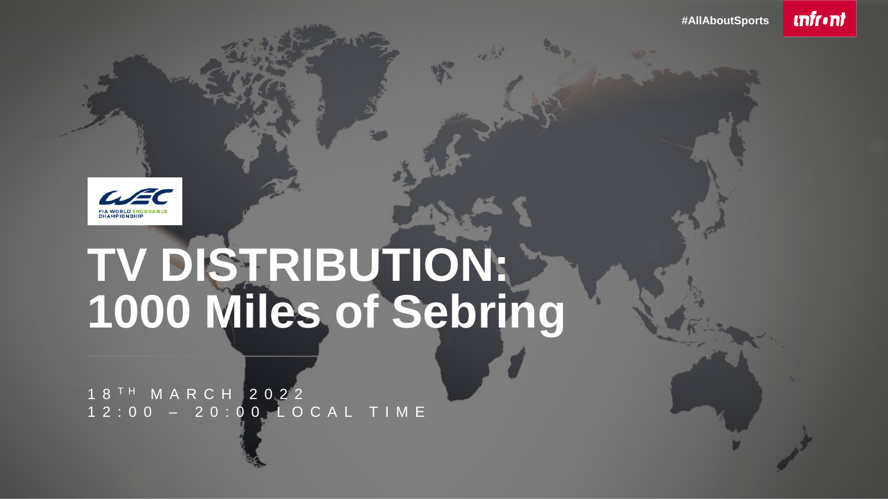#AllAboutSports

infront

FIA WORLD ENDURANCE CHAMPIONSHIP

# TV DISTRIBUTION: 1000 Miles of Sebring

18TH MARCH 2022

12:00 – 20:00 LOCAL TIME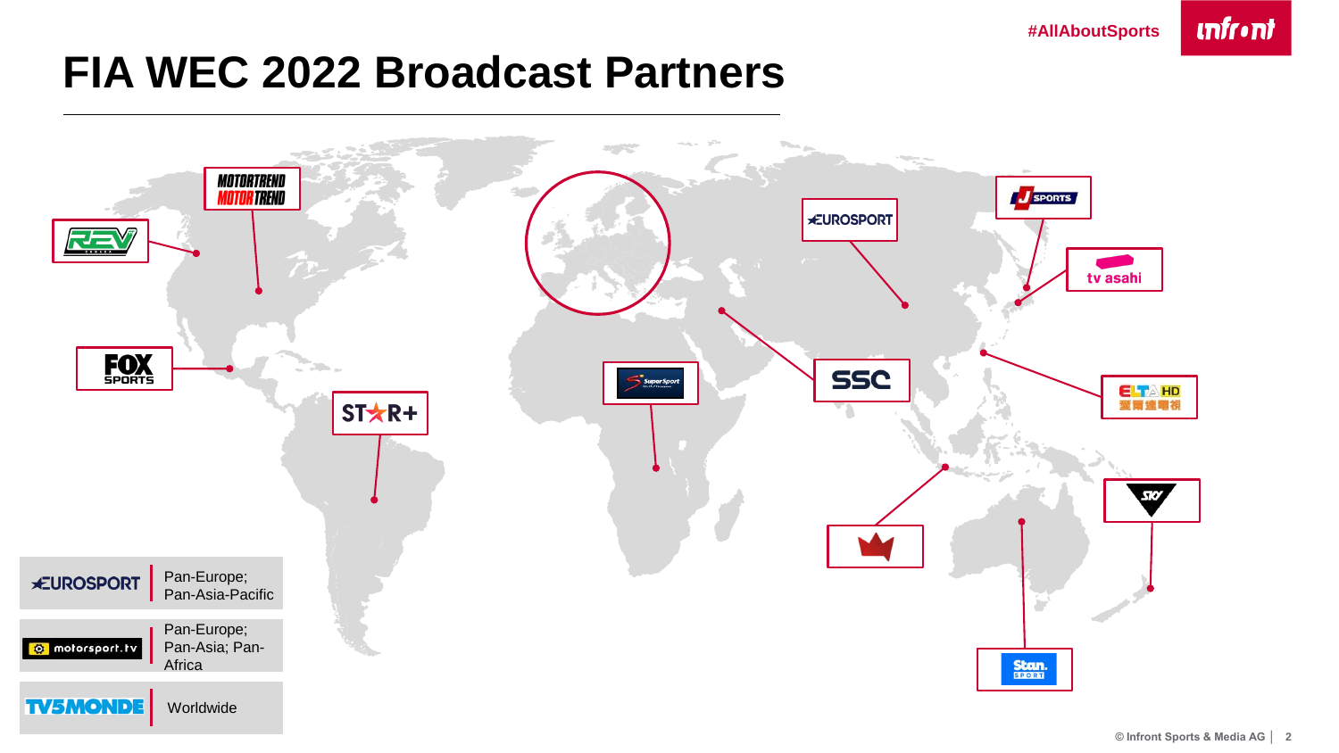# FIA WEC 2022 Broadcast Partners

MOTORTREND

REV

FOX SPORTS

STAR+

SuperSport

EUROSPORT

SSC

J SPORTS

tv asahi

ELTA HD 愛爾達電視

SKY

Stan. SPORT

| | |
|---|---|
| EUROSPORT | Pan-Europe; Pan-Asia-Pacific |
| motorsport.tv | Pan-Europe; Pan-Asia; Pan-Africa |
| TV5MONDE | Worldwide |

© Infront Sports & Media AG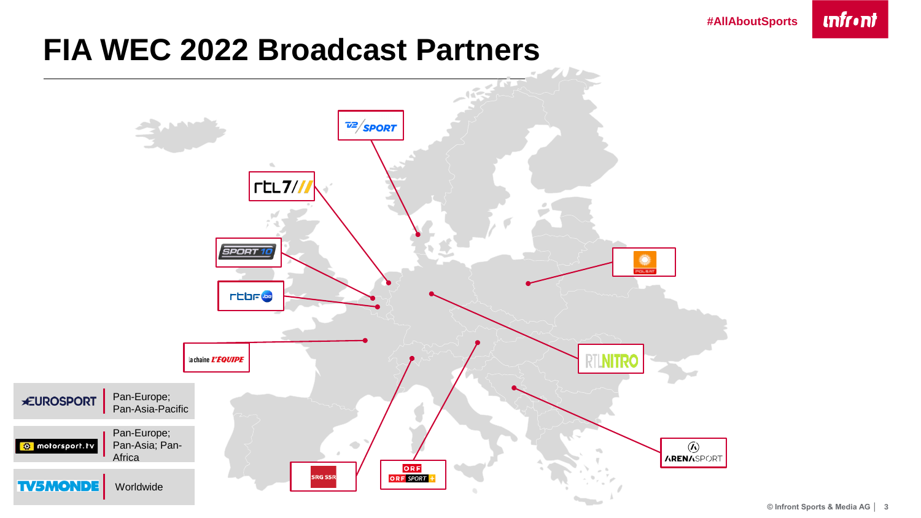# FIA WEC 2022 Broadcast Partners

TV2 SPORT

RTL7

SPORT 10

RTBF.be

la chaine L'ÉQUIPE

POLSAT

RTL NITRO

ARENA SPORT

SRG SSR

ORF / ORF SPORT +

| | |
|---|---|
| EUROSPORT | Pan-Europe; Pan-Asia-Pacific |
| motorsport.tv | Pan-Europe; Pan-Asia; Pan-Africa |
| TV5MONDE | Worldwide |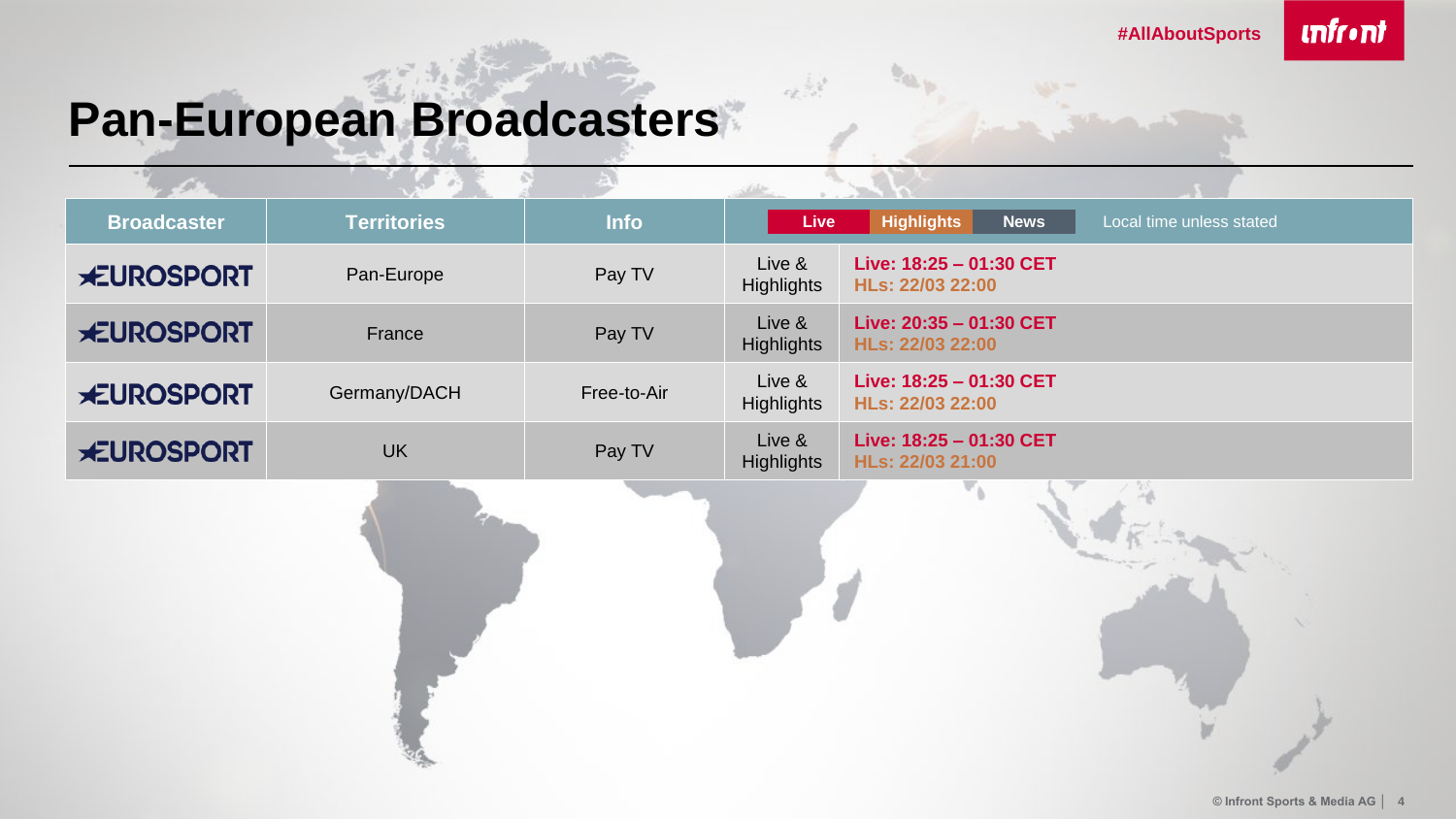# Pan-European Broadcasters

| Broadcaster | Territories | Info | Live / Highlights / News — Local time unless stated | |
|---|---|---|---|---|
| EUROSPORT | Pan-Europe | Pay TV | Live & Highlights | Live: 18:25 – 01:30 CET<br>HLs: 22/03 22:00 |
| EUROSPORT | France | Pay TV | Live & Highlights | Live: 20:35 – 01:30 CET<br>HLs: 22/03 22:00 |
| EUROSPORT | Germany/DACH | Free-to-Air | Live & Highlights | Live: 18:25 – 01:30 CET<br>HLs: 22/03 22:00 |
| EUROSPORT | UK | Pay TV | Live & Highlights | Live: 18:25 – 01:30 CET<br>HLs: 22/03 21:00 |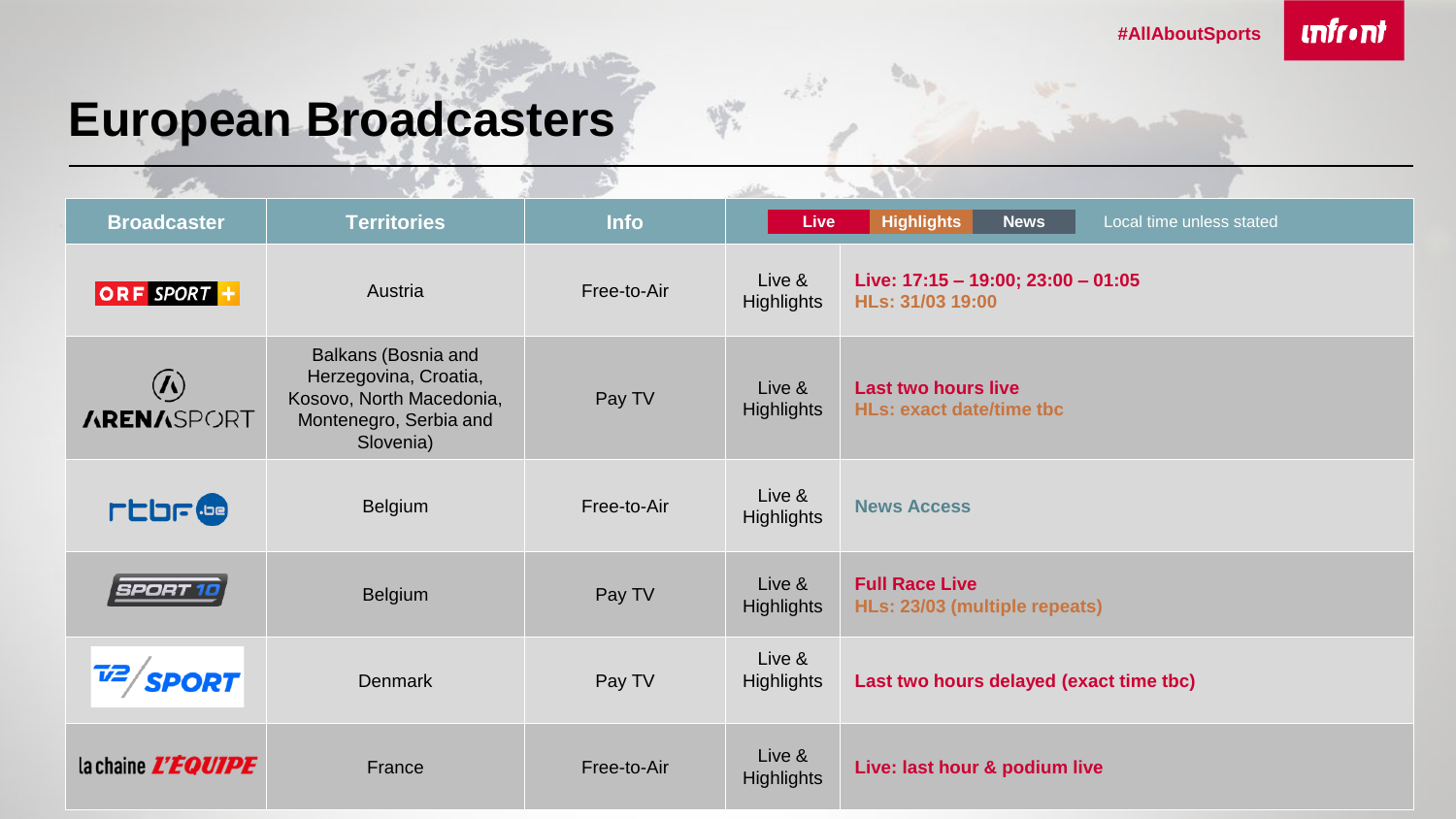# European Broadcasters

| Broadcaster | Territories | Info | Live / Highlights / News — Local time unless stated | |
|---|---|---|---|---|
| ORF SPORT + | Austria | Free-to-Air | Live & Highlights | Live: 17:15 – 19:00; 23:00 – 01:05<br>HLs: 31/03 19:00 |
| ARENASPORT | Balkans (Bosnia and Herzegovina, Croatia, Kosovo, North Macedonia, Montenegro, Serbia and Slovenia) | Pay TV | Live & Highlights | Last two hours live<br>HLs: exact date/time tbc |
| rtbf.be | Belgium | Free-to-Air | Live & Highlights | News Access |
| SPORT 10 | Belgium | Pay TV | Live & Highlights | Full Race Live<br>HLs: 23/03 (multiple repeats) |
| TV2 SPORT | Denmark | Pay TV | Live & Highlights | Last two hours delayed (exact time tbc) |
| la chaine L'ÉQUIPE | France | Free-to-Air | Live & Highlights | Live: last hour & podium live |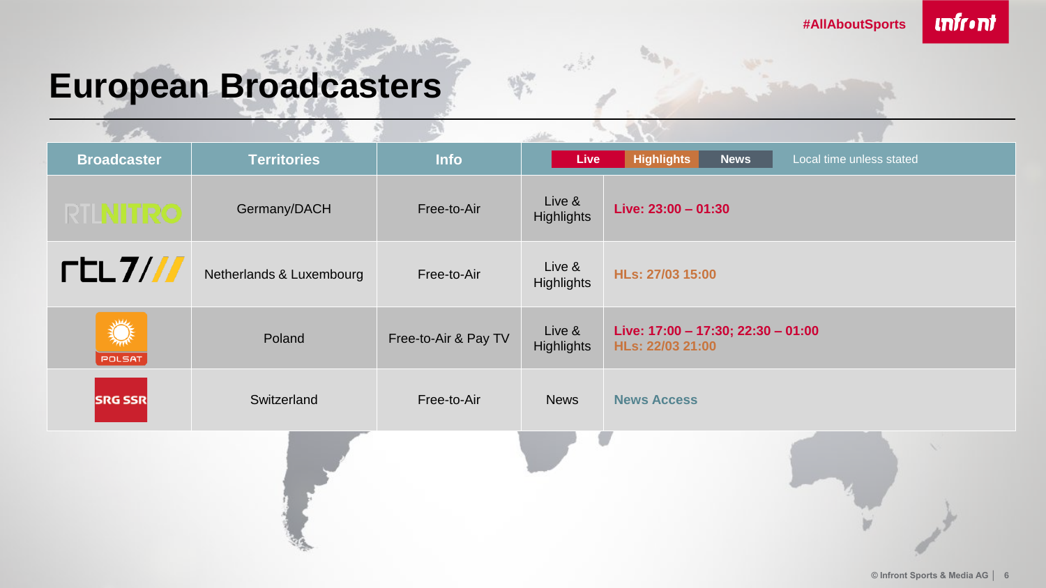# European Broadcasters

| Broadcaster | Territories | Info | | Live / Highlights / News — Local time unless stated |
|---|---|---|---|---|
| RTL NITRO | Germany/DACH | Free-to-Air | Live & Highlights | **Live: 23:00 – 01:30** |
| rtl 7 | Netherlands & Luxembourg | Free-to-Air | Live & Highlights | **HLs: 27/03 15:00** |
| POLSAT | Poland | Free-to-Air & Pay TV | Live & Highlights | **Live: 17:00 – 17:30; 22:30 – 01:00**<br>**HLs: 22/03 21:00** |
| SRG SSR | Switzerland | Free-to-Air | News | **News Access** |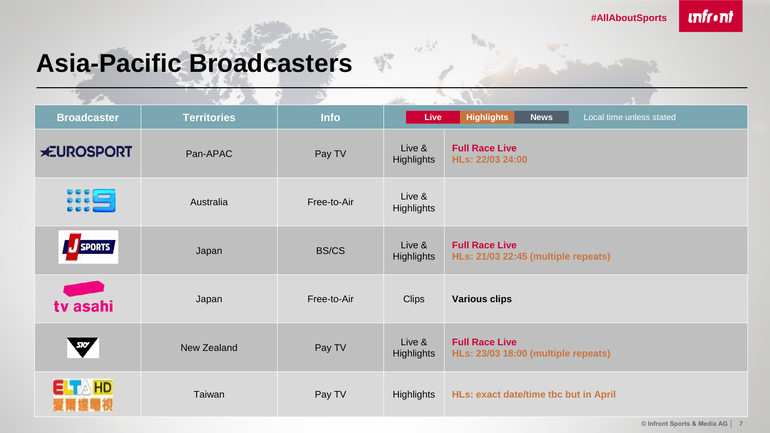# Asia-Pacific Broadcasters

| Broadcaster | Territories | Info | Live / Highlights / News — Local time unless stated | |
|---|---|---|---|---|
| EUROSPORT | Pan-APAC | Pay TV | Live & Highlights | **Full Race Live** **HLs: 22/03 24:00** |
| 9 | Australia | Free-to-Air | Live & Highlights | |
| J SPORTS | Japan | BS/CS | Live & Highlights | **Full Race Live** **HLs: 21/03 22:45 (multiple repeats)** |
| tv asahi | Japan | Free-to-Air | Clips | **Various clips** |
| SKY | New Zealand | Pay TV | Live & Highlights | **Full Race Live** **HLs: 23/03 18:00 (multiple repeats)** |
| ELTA HD 愛爾達電視 | Taiwan | Pay TV | Highlights | **HLs: exact date/time tbc but in April** |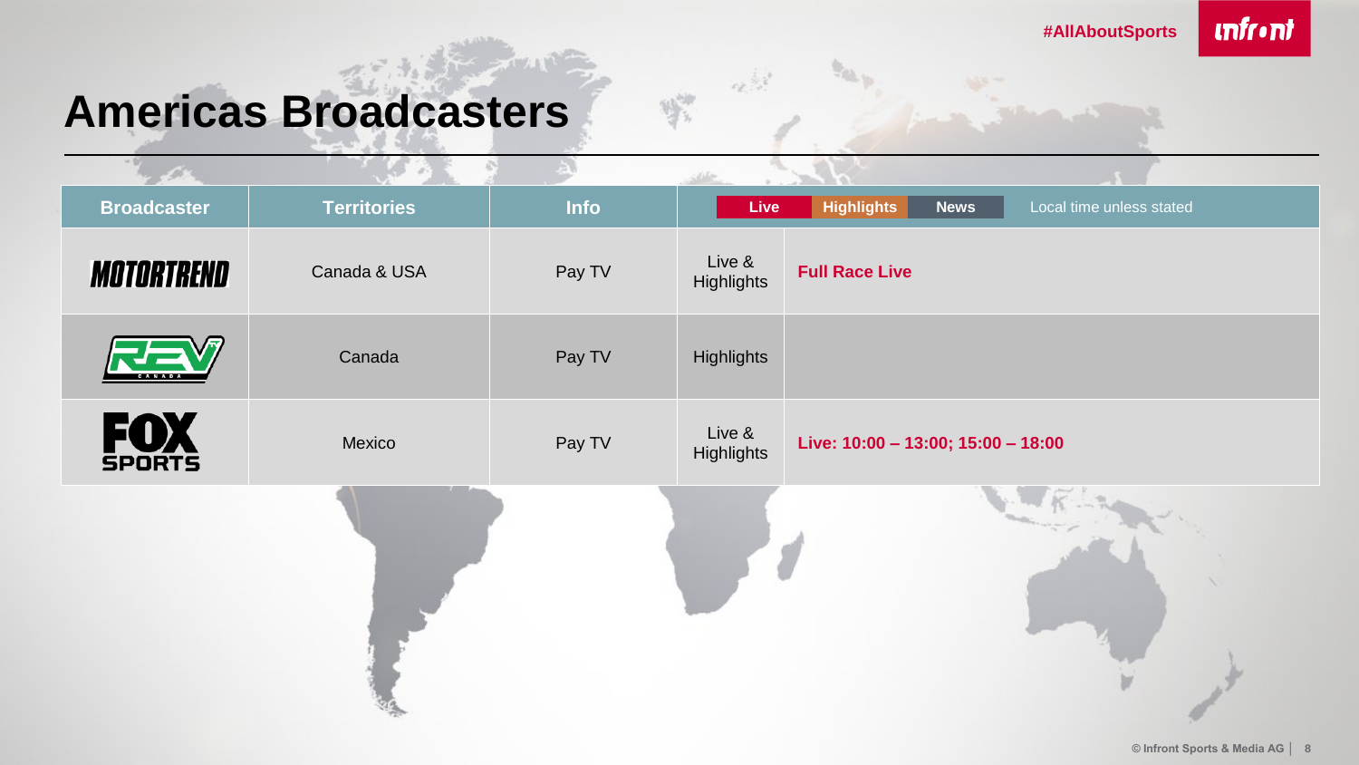# Americas Broadcasters

| Broadcaster | Territories | Info | Live / Highlights / News — Local time unless stated | |
|---|---|---|---|---|
| MOTORTREND | Canada & USA | Pay TV | Live & Highlights | **Full Race Live** |
| REV CANADA | Canada | Pay TV | Highlights | |
| FOX SPORTS | Mexico | Pay TV | Live & Highlights | **Live: 10:00 – 13:00; 15:00 – 18:00** |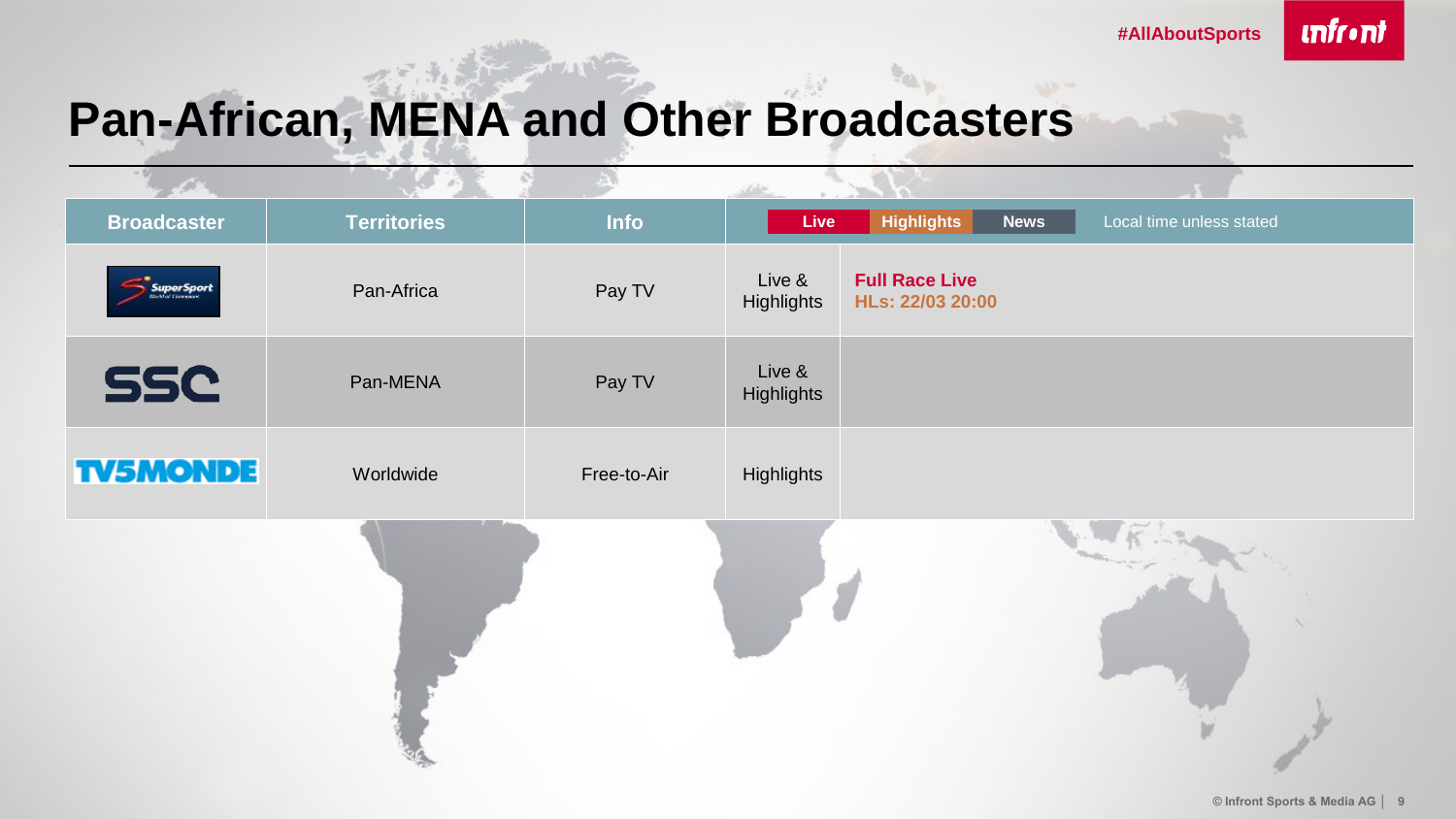# Pan-African, MENA and Other Broadcasters

| Broadcaster | Territories | Info | Live / Highlights / News | Local time unless stated |
|---|---|---|---|---|
| SuperSport | Pan-Africa | Pay TV | Live & Highlights | **Full Race Live** **HLs: 22/03 20:00** |
| SSC | Pan-MENA | Pay TV | Live & Highlights | |
| TV5MONDE | Worldwide | Free-to-Air | Highlights | |

© Infront Sports & Media AG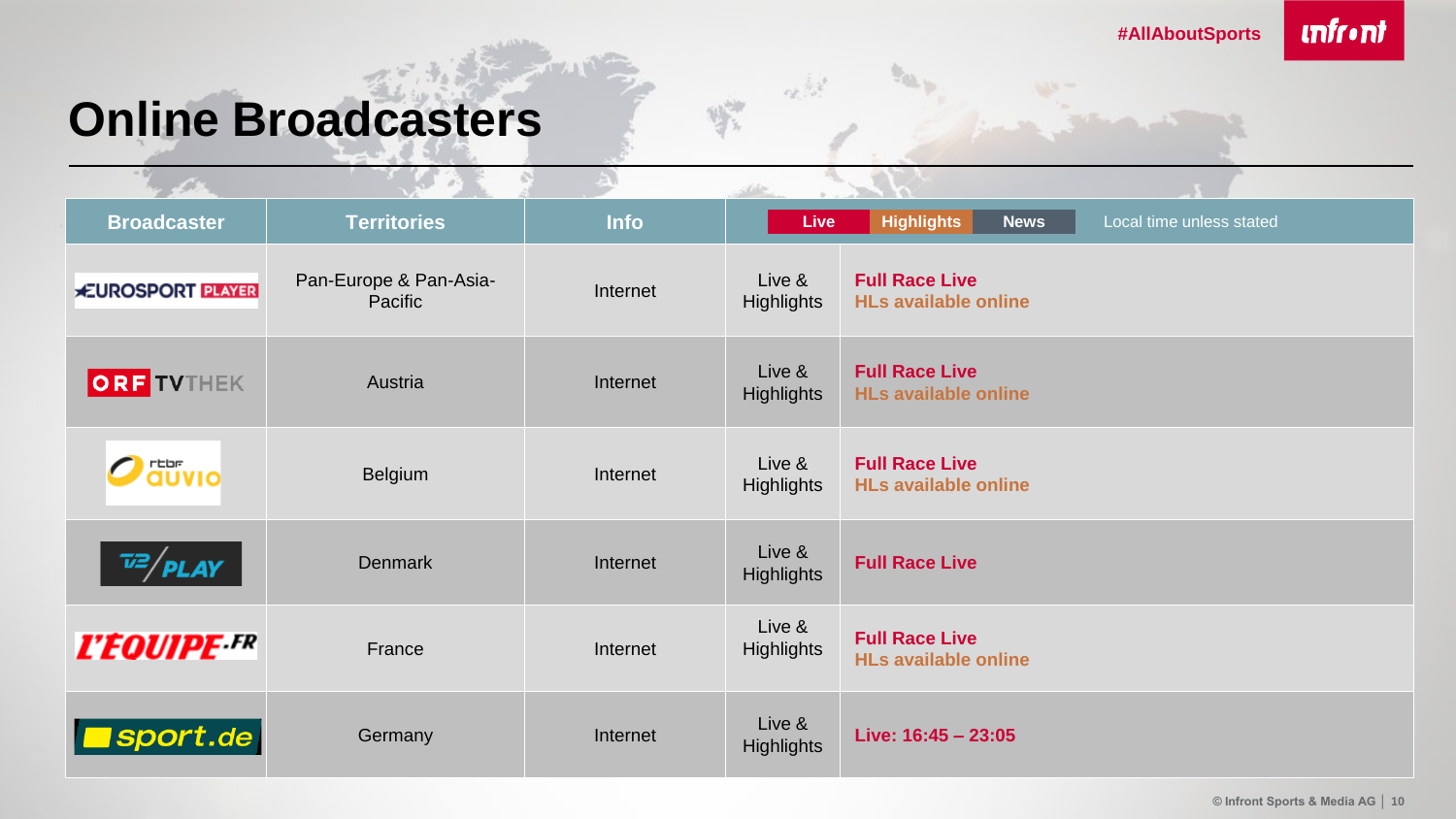# Online Broadcasters

| Broadcaster | Territories | Info | Live / Highlights / News — Local time unless stated | |
|---|---|---|---|---|
| EUROSPORT PLAYER | Pan-Europe & Pan-Asia-Pacific | Internet | Live & Highlights | **Full Race Live**<br>**HLs available online** |
| ORF TVTHEK | Austria | Internet | Live & Highlights | **Full Race Live**<br>**HLs available online** |
| rtbf auvio | Belgium | Internet | Live & Highlights | **Full Race Live**<br>**HLs available online** |
| TV2 PLAY | Denmark | Internet | Live & Highlights | **Full Race Live** |
| L'EQUIPE.FR | France | Internet | Live & Highlights | **Full Race Live**<br>**HLs available online** |
| sport.de | Germany | Internet | Live & Highlights | **Live: 16:45 – 23:05** |

© Infront Sports & Media AG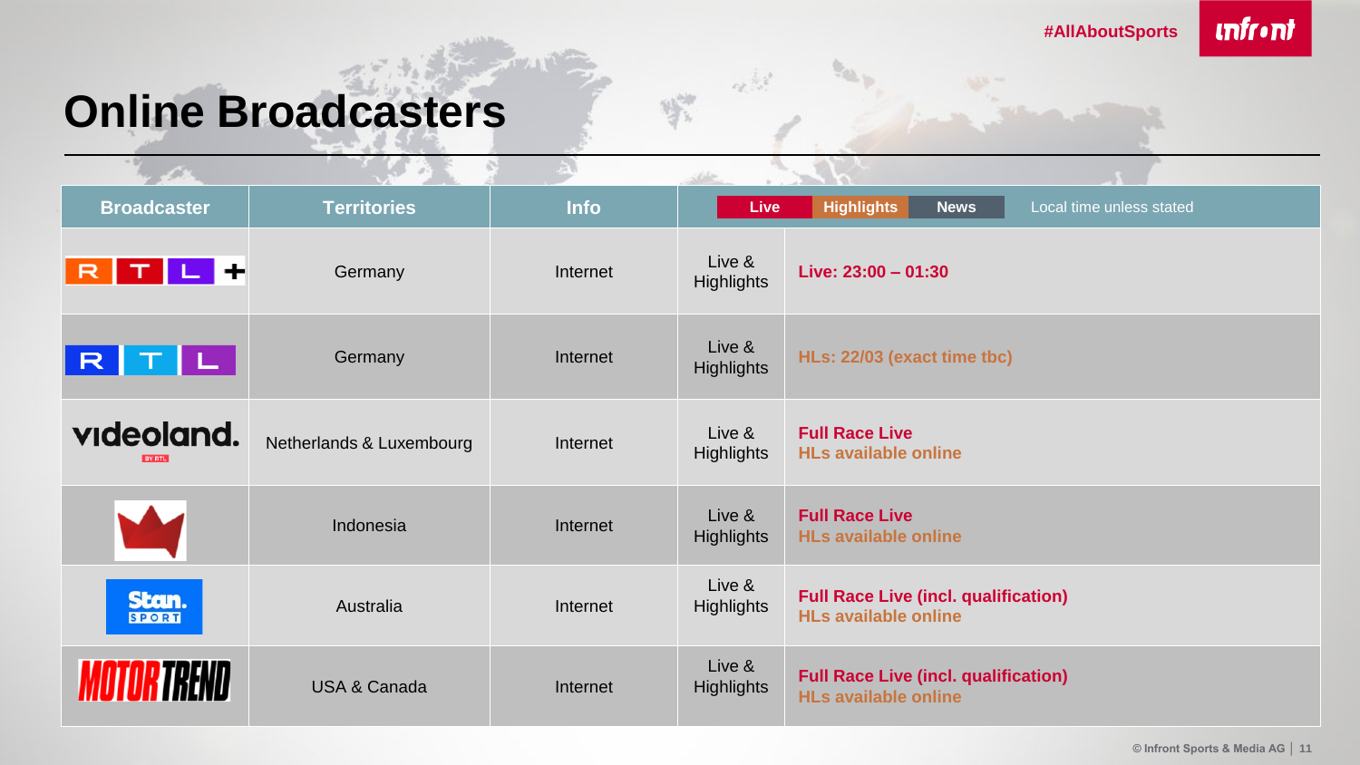# Online Broadcasters

| Broadcaster | Territories | Info | Live / Highlights / News | Local time unless stated |
|---|---|---|---|---|
| RTL+ | Germany | Internet | Live & Highlights | **Live: 23:00 – 01:30** |
| RTL | Germany | Internet | Live & Highlights | **HLs: 22/03 (exact time tbc)** |
| videoland. BY RTL | Netherlands & Luxembourg | Internet | Live & Highlights | **Full Race Live**<br>**HLs available online** |
| | Indonesia | Internet | Live & Highlights | **Full Race Live**<br>**HLs available online** |
| Stan. SPORT | Australia | Internet | Live & Highlights | **Full Race Live (incl. qualification)**<br>**HLs available online** |
| MOTOR TREND | USA & Canada | Internet | Live & Highlights | **Full Race Live (incl. qualification)**<br>**HLs available online** |

© Infront Sports & Media AG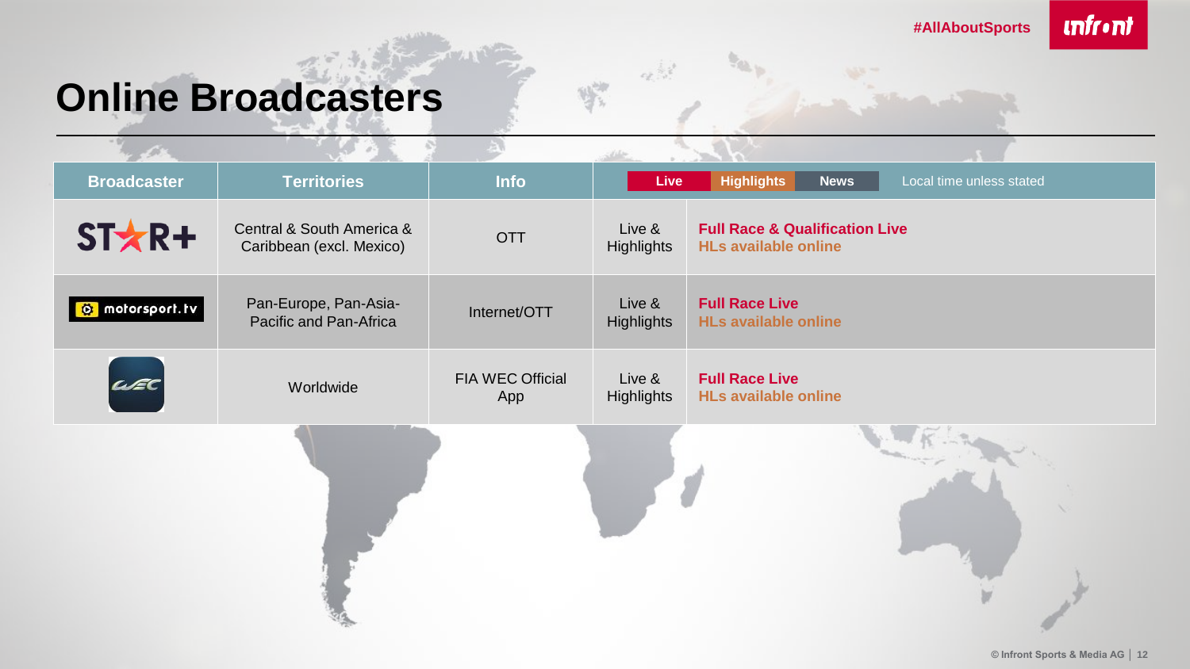# Online Broadcasters

| Broadcaster | Territories | Info | Live / Highlights / News — Local time unless stated | |
|---|---|---|---|---|
| STAR+ | Central & South America & Caribbean (excl. Mexico) | OTT | Live & Highlights | **Full Race & Qualification Live**<br>**HLs available online** |
| motorsport.tv | Pan-Europe, Pan-Asia-Pacific and Pan-Africa | Internet/OTT | Live & Highlights | **Full Race Live**<br>**HLs available online** |
| WEC | Worldwide | FIA WEC Official App | Live & Highlights | **Full Race Live**<br>**HLs available online** |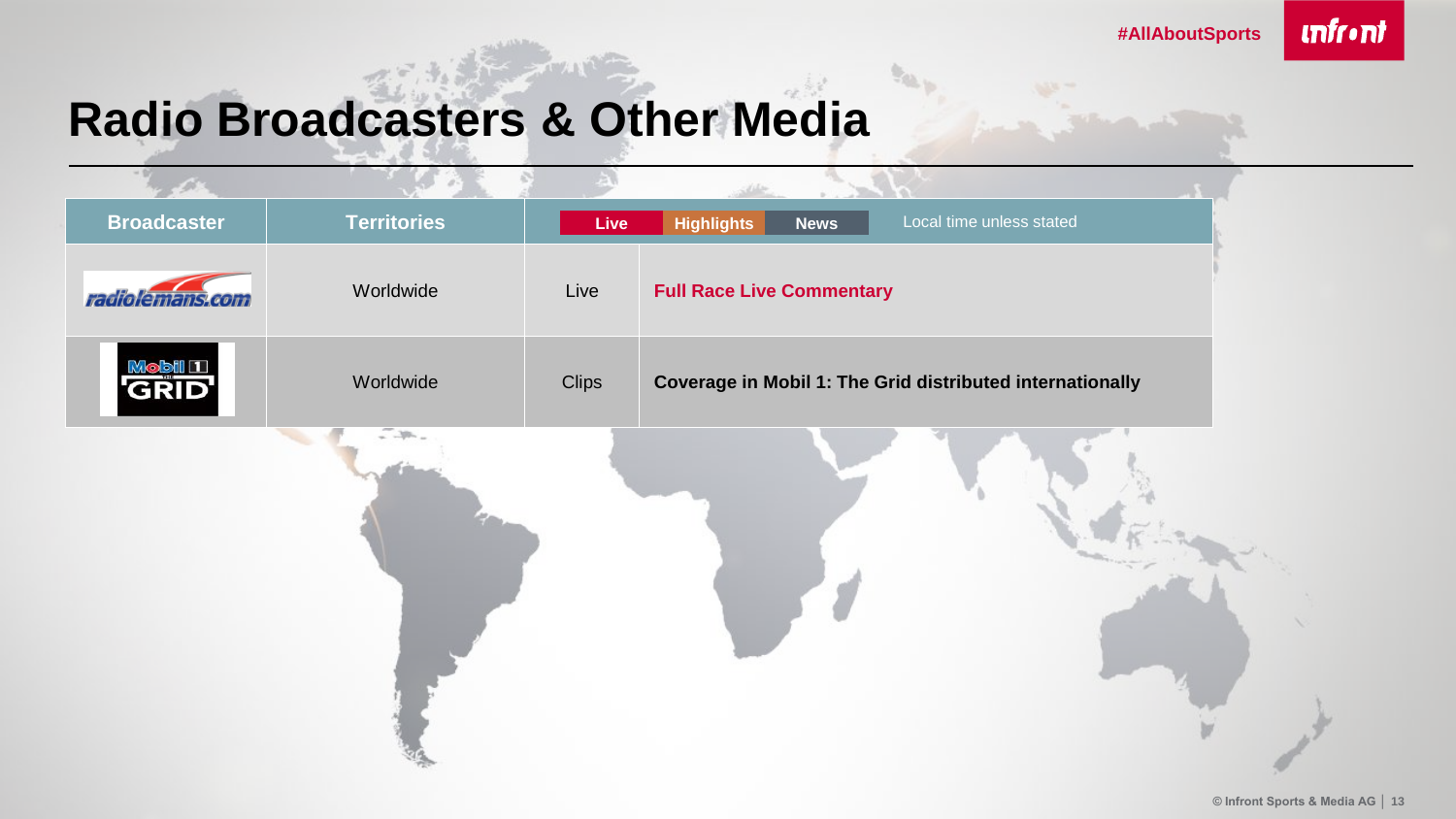#AllAboutSports

# Radio Broadcasters & Other Media

| Broadcaster | Territories | Live / Highlights / News | Local time unless stated |
|---|---|---|---|
| radiolemans.com | Worldwide | Live | **Full Race Live Commentary** |
| Mobil 1 The Grid | Worldwide | Clips | **Coverage in Mobil 1: The Grid distributed internationally** |

© Infront Sports & Media AG